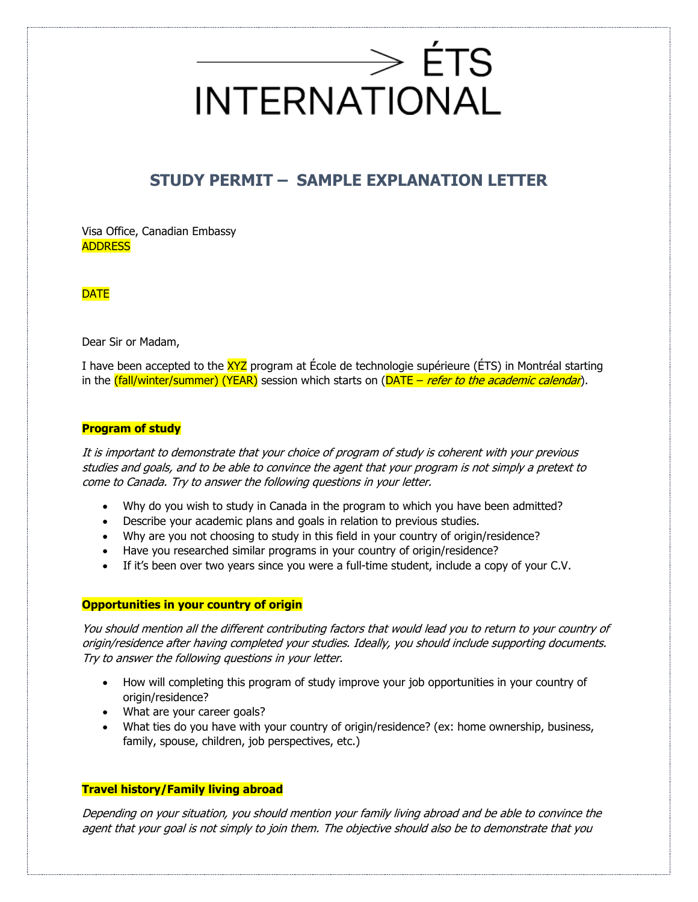ÉTS INTERNATIONAL

# STUDY PERMIT – SAMPLE EXPLANATION LETTER

Visa Office, Canadian Embassy
ADDRESS

DATE

Dear Sir or Madam,

I have been accepted to the XYZ program at École de technologie supérieure (ÉTS) in Montréal starting in the (fall/winter/summer) (YEAR) session which starts on (DATE – *refer to the academic calendar*).

**Program of study**

*It is important to demonstrate that your choice of program of study is coherent with your previous studies and goals, and to be able to convince the agent that your program is not simply a pretext to come to Canada. Try to answer the following questions in your letter.*

- Why do you wish to study in Canada in the program to which you have been admitted?
- Describe your academic plans and goals in relation to previous studies.
- Why are you not choosing to study in this field in your country of origin/residence?
- Have you researched similar programs in your country of origin/residence?
- If it's been over two years since you were a full-time student, include a copy of your C.V.

**Opportunities in your country of origin**

*You should mention all the different contributing factors that would lead you to return to your country of origin/residence after having completed your studies. Ideally, you should include supporting documents. Try to answer the following questions in your letter.*

- How will completing this program of study improve your job opportunities in your country of origin/residence?
- What are your career goals?
- What ties do you have with your country of origin/residence? (ex: home ownership, business, family, spouse, children, job perspectives, etc.)

**Travel history/Family living abroad**

*Depending on your situation, you should mention your family living abroad and be able to convince the agent that your goal is not simply to join them. The objective should also be to demonstrate that you*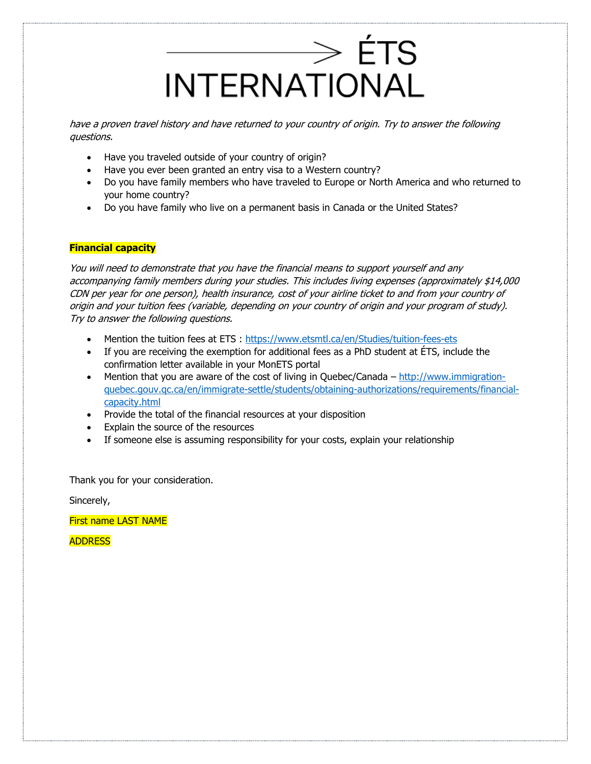*have a proven travel history and have returned to your country of origin. Try to answer the following questions.*

- Have you traveled outside of your country of origin?
- Have you ever been granted an entry visa to a Western country?
- Do you have family members who have traveled to Europe or North America and who returned to your home country?
- Do you have family who live on a permanent basis in Canada or the United States?

**Financial capacity**

*You will need to demonstrate that you have the financial means to support yourself and any accompanying family members during your studies. This includes living expenses (approximately $14,000 CDN per year for one person), health insurance, cost of your airline ticket to and from your country of origin and your tuition fees (variable, depending on your country of origin and your program of study). Try to answer the following questions.*

- Mention the tuition fees at ETS : [https://www.etsmtl.ca/en/Studies/tuition-fees-ets](https://www.etsmtl.ca/en/Studies/tuition-fees-ets)
- If you are receiving the exemption for additional fees as a PhD student at ÉTS, include the confirmation letter available in your MonETS portal
- Mention that you are aware of the cost of living in Quebec/Canada – [http://www.immigration-quebec.gouv.qc.ca/en/immigrate-settle/students/obtaining-authorizations/requirements/financial-capacity.html](http://www.immigration-quebec.gouv.qc.ca/en/immigrate-settle/students/obtaining-authorizations/requirements/financial-capacity.html)
- Provide the total of the financial resources at your disposition
- Explain the source of the resources
- If someone else is assuming responsibility for your costs, explain your relationship

Thank you for your consideration.

Sincerely,

First name LAST NAME

ADDRESS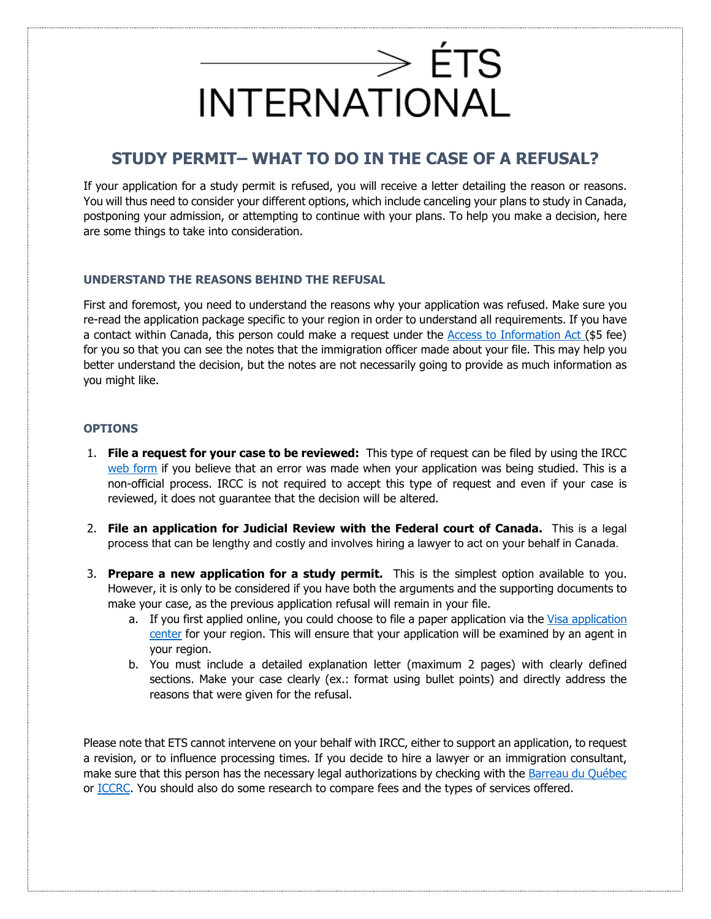# ÉTS INTERNATIONAL

## STUDY PERMIT– WHAT TO DO IN THE CASE OF A REFUSAL?

If your application for a study permit is refused, you will receive a letter detailing the reason or reasons. You will thus need to consider your different options, which include canceling your plans to study in Canada, postponing your admission, or attempting to continue with your plans. To help you make a decision, here are some things to take into consideration.

### UNDERSTAND THE REASONS BEHIND THE REFUSAL

First and foremost, you need to understand the reasons why your application was refused. Make sure you re-read the application package specific to your region in order to understand all requirements. If you have a contact within Canada, this person could make a request under the Access to Information Act ($5 fee) for you so that you can see the notes that the immigration officer made about your file. This may help you better understand the decision, but the notes are not necessarily going to provide as much information as you might like.

### OPTIONS

1. **File a request for your case to be reviewed:** This type of request can be filed by using the IRCC web form if you believe that an error was made when your application was being studied. This is a non-official process. IRCC is not required to accept this type of request and even if your case is reviewed, it does not guarantee that the decision will be altered.
2. **File an application for Judicial Review with the Federal court of Canada.** This is a legal process that can be lengthy and costly and involves hiring a lawyer to act on your behalf in Canada.
3. **Prepare a new application for a study permit.** This is the simplest option available to you. However, it is only to be considered if you have both the arguments and the supporting documents to make your case, as the previous application refusal will remain in your file.
   a. If you first applied online, you could choose to file a paper application via the Visa application center for your region. This will ensure that your application will be examined by an agent in your region.
   b. You must include a detailed explanation letter (maximum 2 pages) with clearly defined sections. Make your case clearly (ex.: format using bullet points) and directly address the reasons that were given for the refusal.

Please note that ETS cannot intervene on your behalf with IRCC, either to support an application, to request a revision, or to influence processing times. If you decide to hire a lawyer or an immigration consultant, make sure that this person has the necessary legal authorizations by checking with the Barreau du Québec or ICCRC. You should also do some research to compare fees and the types of services offered.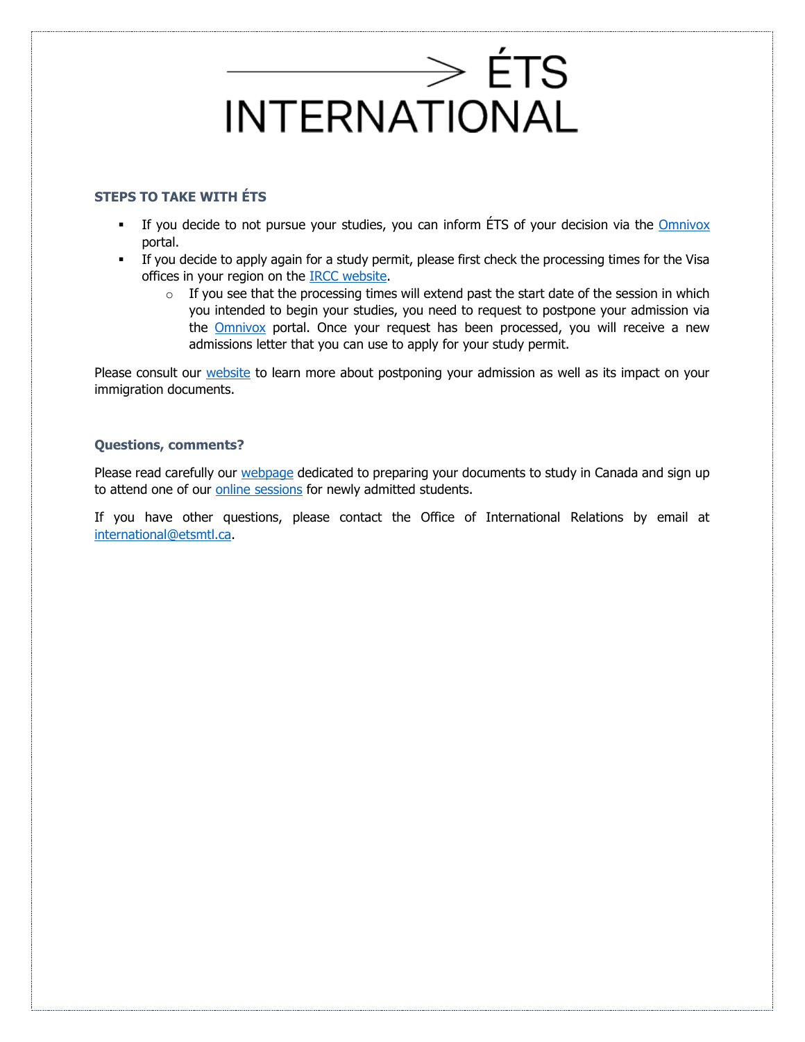# ÉTS INTERNATIONAL

### STEPS TO TAKE WITH ÉTS

- If you decide to not pursue your studies, you can inform ÉTS of your decision via the Omnivox portal.
- If you decide to apply again for a study permit, please first check the processing times for the Visa offices in your region on the IRCC website.
  - If you see that the processing times will extend past the start date of the session in which you intended to begin your studies, you need to request to postpone your admission via the Omnivox portal. Once your request has been processed, you will receive a new admissions letter that you can use to apply for your study permit.

Please consult our website to learn more about postponing your admission as well as its impact on your immigration documents.

### Questions, comments?

Please read carefully our webpage dedicated to preparing your documents to study in Canada and sign up to attend one of our online sessions for newly admitted students.

If you have other questions, please contact the Office of International Relations by email at international@etsmtl.ca.